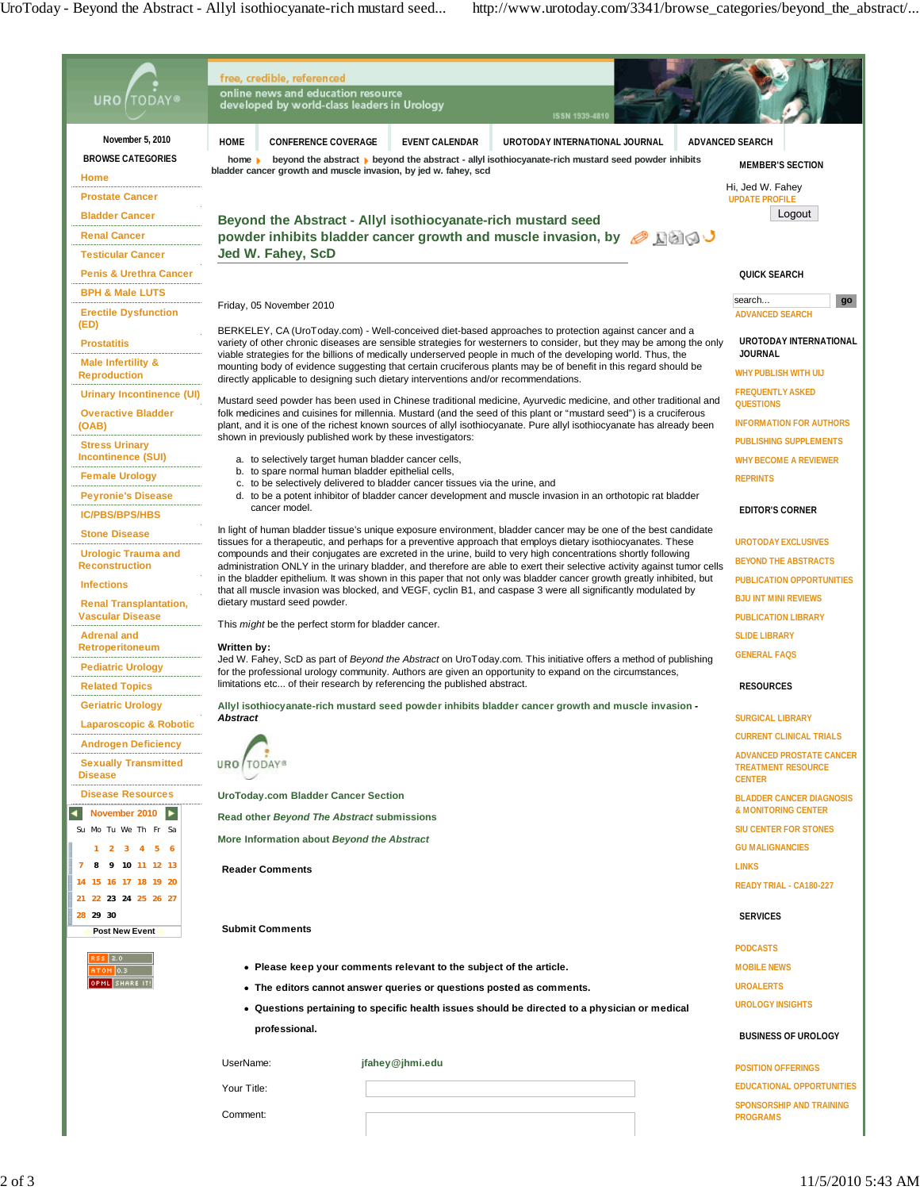November 5, 2010

**BROWSE CATEGORIES**

- Home
- Prostate Cancer
- Bladder Cancer
- Renal Cancer
- Testicular Cancer
- Penis & Urethra Cancer
- BPH & Male LUTS
- Erectile Dysfunction (ED)
- Prostatitis
- Male Infertility & Reproduction
- Urinary Incontinence (UI)
- Overactive Bladder (OAB)
- Stress Urinary Incontinence (SUI)
- Female Urology
- Peyronie's Disease
- IC/PBS/BPS/HBS
- Stone Disease
- Urologic Trauma and Reconstruction
- Infections
- Renal Transplantation, Vascular Disease
- Adrenal and Retroperitoneum
- Pediatric Urology
- Related Topics
- Geriatric Urology
- Laparoscopic & Robotic
- Androgen Deficiency
- Sexually Transmitted Disease
- Disease Resources

November 2010

| Su | Mo | Tu | We | Th | Fr | Sa |
|---|---|---|---|---|---|---|
| | 1 | 2 | 3 | 4 | 5 | 6 |
| 7 | 8 | 9 | 10 | 11 | 12 | 13 |
| 14 | 15 | 16 | 17 | 18 | 19 | 20 |
| 21 | 22 | 23 | 24 | 25 | 26 | 27 |
| 28 | 29 | 30 | | | | |

Post New Event

RSS 2.0 · ATOM 0.3 · OPML · SHARE IT!

free, credible, referenced
online news and education resource
developed by world-class leaders in Urology
ISSN 1939-4810

HOME | CONFERENCE COVERAGE | EVENT CALENDAR | UROTODAY INTERNATIONAL JOURNAL | ADVANCED SEARCH

home › beyond the abstract › beyond the abstract - allyl isothiocyanate-rich mustard seed powder inhibits bladder cancer growth and muscle invasion, by jed w. fahey, scd

# Beyond the Abstract - Allyl isothiocyanate-rich mustard seed powder inhibits bladder cancer growth and muscle invasion, by Jed W. Fahey, ScD

Friday, 05 November 2010

BERKELEY, CA (UroToday.com) - Well-conceived diet-based approaches to protection against cancer and a variety of other chronic diseases are sensible strategies for westerners to consider, but they may be among the only viable strategies for the billions of medically underserved people in much of the developing world. Thus, the mounting body of evidence suggesting that certain cruciferous plants may be of benefit in this regard should be directly applicable to designing such dietary interventions and/or recommendations.

Mustard seed powder has been used in Chinese traditional medicine, Ayurvedic medicine, and other traditional and folk medicines and cuisines for millennia. Mustard (and the seed of this plant or "mustard seed") is a cruciferous plant, and it is one of the richest known sources of allyl isothiocyanate. Pure allyl isothiocyanate has already been shown in previously published work by these investigators:

a. to selectively target human bladder cancer cells,
b. to spare normal human bladder epithelial cells,
c. to be selectively delivered to bladder cancer tissues via the urine, and
d. to be a potent inhibitor of bladder cancer development and muscle invasion in an orthotopic rat bladder cancer model.

In light of human bladder tissue's unique exposure environment, bladder cancer may be one of the best candidate tissues for a therapeutic, and perhaps for a preventive approach that employs dietary isothiocyanates. These compounds and their conjugates are excreted in the urine, build to very high concentrations shortly following administration ONLY in the urinary bladder, and therefore are able to exert their selective activity against tumor cells in the bladder epithelium. It was shown in this paper that not only was bladder cancer growth greatly inhibited, but that all muscle invasion was blocked, and VEGF, cyclin B1, and caspase 3 were all significantly modulated by dietary mustard seed powder.

This *might* be the perfect storm for bladder cancer.

**Written by:**
Jed W. Fahey, ScD as part of *Beyond the Abstract* on UroToday.com. This initiative offers a method of publishing for the professional urology community. Authors are given an opportunity to expand on the circumstances, limitations etc... of their research by referencing the published abstract.

**Allyl isothiocyanate-rich mustard seed powder inhibits bladder cancer growth and muscle invasion - *Abstract***

UroToday.com Bladder Cancer Section

Read other *Beyond The Abstract* submissions

More Information about *Beyond the Abstract*

**Reader Comments**

**Submit Comments**

- **Please keep your comments relevant to the subject of the article.**
- **The editors cannot answer queries or questions posted as comments.**
- **Questions pertaining to specific health issues should be directed to a physician or medical professional.**

UserName: jfahey@jhmi.edu

Your Title:

Comment:

**MEMBER'S SECTION**

Hi, Jed W. Fahey
UPDATE PROFILE
Logout

**QUICK SEARCH**

search... go
ADVANCED SEARCH

**UROTODAY INTERNATIONAL JOURNAL**

- WHY PUBLISH WITH UIJ
- FREQUENTLY ASKED QUESTIONS
- INFORMATION FOR AUTHORS
- PUBLISHING SUPPLEMENTS
- WHY BECOME A REVIEWER
- REPRINTS

**EDITOR'S CORNER**

- UROTODAY EXCLUSIVES
- BEYOND THE ABSTRACTS
- PUBLICATION OPPORTUNITIES
- BJU INT MINI REVIEWS
- PUBLICATION LIBRARY
- SLIDE LIBRARY
- GENERAL FAQS

**RESOURCES**

- SURGICAL LIBRARY
- CURRENT CLINICAL TRIALS
- ADVANCED PROSTATE CANCER TREATMENT RESOURCE CENTER
- BLADDER CANCER DIAGNOSIS & MONITORING CENTER
- SIU CENTER FOR STONES
- GU MALIGNANCIES
- LINKS
- READY TRIAL - CA180-227

**SERVICES**

- PODCASTS
- MOBILE NEWS
- UROALERTS
- UROLOGY INSIGHTS

**BUSINESS OF UROLOGY**

- POSITION OFFERINGS
- EDUCATIONAL OPPORTUNITIES
- SPONSORSHIP AND TRAINING PROGRAMS